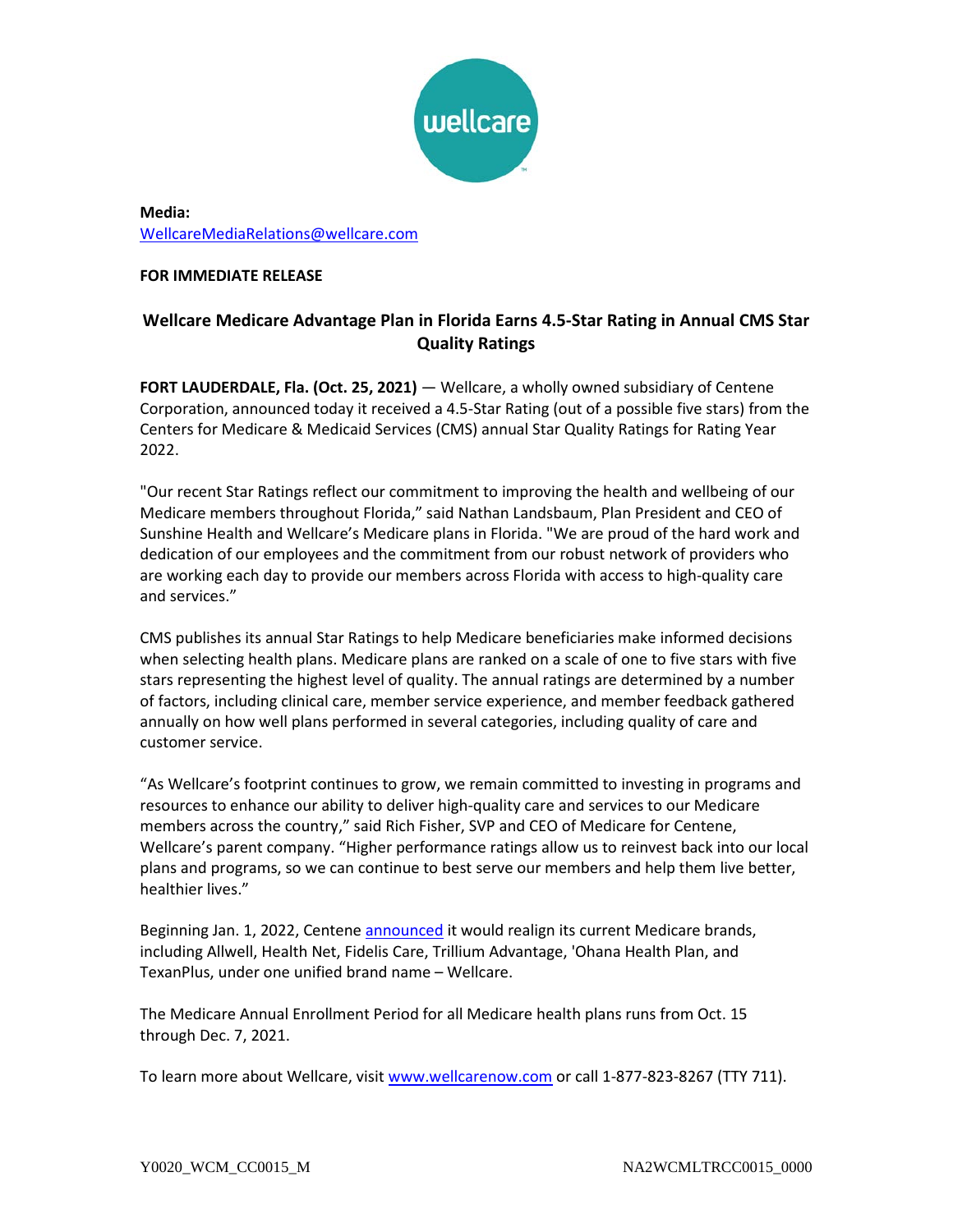**Media:**
WellcareMediaRelations@wellcare.com

**FOR IMMEDIATE RELEASE**

# Wellcare Medicare Advantage Plan in Florida Earns 4.5-Star Rating in Annual CMS Star Quality Ratings

**FORT LAUDERDALE, Fla. (Oct. 25, 2021)** — Wellcare, a wholly owned subsidiary of Centene Corporation, announced today it received a 4.5-Star Rating (out of a possible five stars) from the Centers for Medicare & Medicaid Services (CMS) annual Star Quality Ratings for Rating Year 2022.

"Our recent Star Ratings reflect our commitment to improving the health and wellbeing of our Medicare members throughout Florida," said Nathan Landsbaum, Plan President and CEO of Sunshine Health and Wellcare's Medicare plans in Florida. "We are proud of the hard work and dedication of our employees and the commitment from our robust network of providers who are working each day to provide our members across Florida with access to high-quality care and services."

CMS publishes its annual Star Ratings to help Medicare beneficiaries make informed decisions when selecting health plans. Medicare plans are ranked on a scale of one to five stars with five stars representing the highest level of quality. The annual ratings are determined by a number of factors, including clinical care, member service experience, and member feedback gathered annually on how well plans performed in several categories, including quality of care and customer service.

"As Wellcare's footprint continues to grow, we remain committed to investing in programs and resources to enhance our ability to deliver high-quality care and services to our Medicare members across the country," said Rich Fisher, SVP and CEO of Medicare for Centene, Wellcare's parent company. "Higher performance ratings allow us to reinvest back into our local plans and programs, so we can continue to best serve our members and help them live better, healthier lives."

Beginning Jan. 1, 2022, Centene announced it would realign its current Medicare brands, including Allwell, Health Net, Fidelis Care, Trillium Advantage, 'Ohana Health Plan, and TexanPlus, under one unified brand name – Wellcare.

The Medicare Annual Enrollment Period for all Medicare health plans runs from Oct. 15 through Dec. 7, 2021.

To learn more about Wellcare, visit www.wellcarenow.com or call 1-877-823-8267 (TTY 711).

Y0020_WCM_CC0015_M NA2WCMLTRCC0015_0000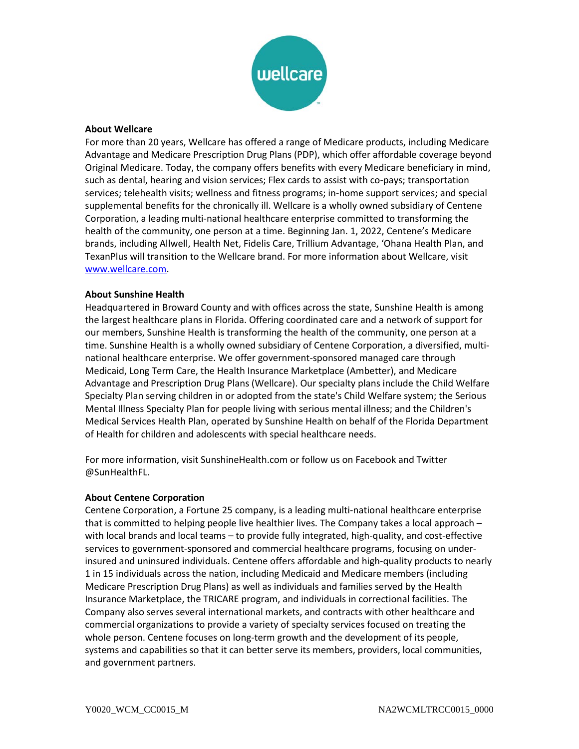**About Wellcare**

For more than 20 years, Wellcare has offered a range of Medicare products, including Medicare Advantage and Medicare Prescription Drug Plans (PDP), which offer affordable coverage beyond Original Medicare. Today, the company offers benefits with every Medicare beneficiary in mind, such as dental, hearing and vision services; Flex cards to assist with co-pays; transportation services; telehealth visits; wellness and fitness programs; in-home support services; and special supplemental benefits for the chronically ill. Wellcare is a wholly owned subsidiary of Centene Corporation, a leading multi-national healthcare enterprise committed to transforming the health of the community, one person at a time. Beginning Jan. 1, 2022, Centene's Medicare brands, including Allwell, Health Net, Fidelis Care, Trillium Advantage, 'Ohana Health Plan, and TexanPlus will transition to the Wellcare brand. For more information about Wellcare, visit [www.wellcare.com](http://www.wellcare.com).

**About Sunshine Health**

Headquartered in Broward County and with offices across the state, Sunshine Health is among the largest healthcare plans in Florida. Offering coordinated care and a network of support for our members, Sunshine Health is transforming the health of the community, one person at a time. Sunshine Health is a wholly owned subsidiary of Centene Corporation, a diversified, multi-national healthcare enterprise. We offer government-sponsored managed care through Medicaid, Long Term Care, the Health Insurance Marketplace (Ambetter), and Medicare Advantage and Prescription Drug Plans (Wellcare). Our specialty plans include the Child Welfare Specialty Plan serving children in or adopted from the state's Child Welfare system; the Serious Mental Illness Specialty Plan for people living with serious mental illness; and the Children's Medical Services Health Plan, operated by Sunshine Health on behalf of the Florida Department of Health for children and adolescents with special healthcare needs.

For more information, visit SunshineHealth.com or follow us on Facebook and Twitter @SunHealthFL.

**About Centene Corporation**

Centene Corporation, a Fortune 25 company, is a leading multi-national healthcare enterprise that is committed to helping people live healthier lives. The Company takes a local approach – with local brands and local teams – to provide fully integrated, high-quality, and cost-effective services to government-sponsored and commercial healthcare programs, focusing on under-insured and uninsured individuals. Centene offers affordable and high-quality products to nearly 1 in 15 individuals across the nation, including Medicaid and Medicare members (including Medicare Prescription Drug Plans) as well as individuals and families served by the Health Insurance Marketplace, the TRICARE program, and individuals in correctional facilities. The Company also serves several international markets, and contracts with other healthcare and commercial organizations to provide a variety of specialty services focused on treating the whole person. Centene focuses on long-term growth and the development of its people, systems and capabilities so that it can better serve its members, providers, local communities, and government partners.

Y0020_WCM_CC0015_M NA2WCMLTRCC0015_0000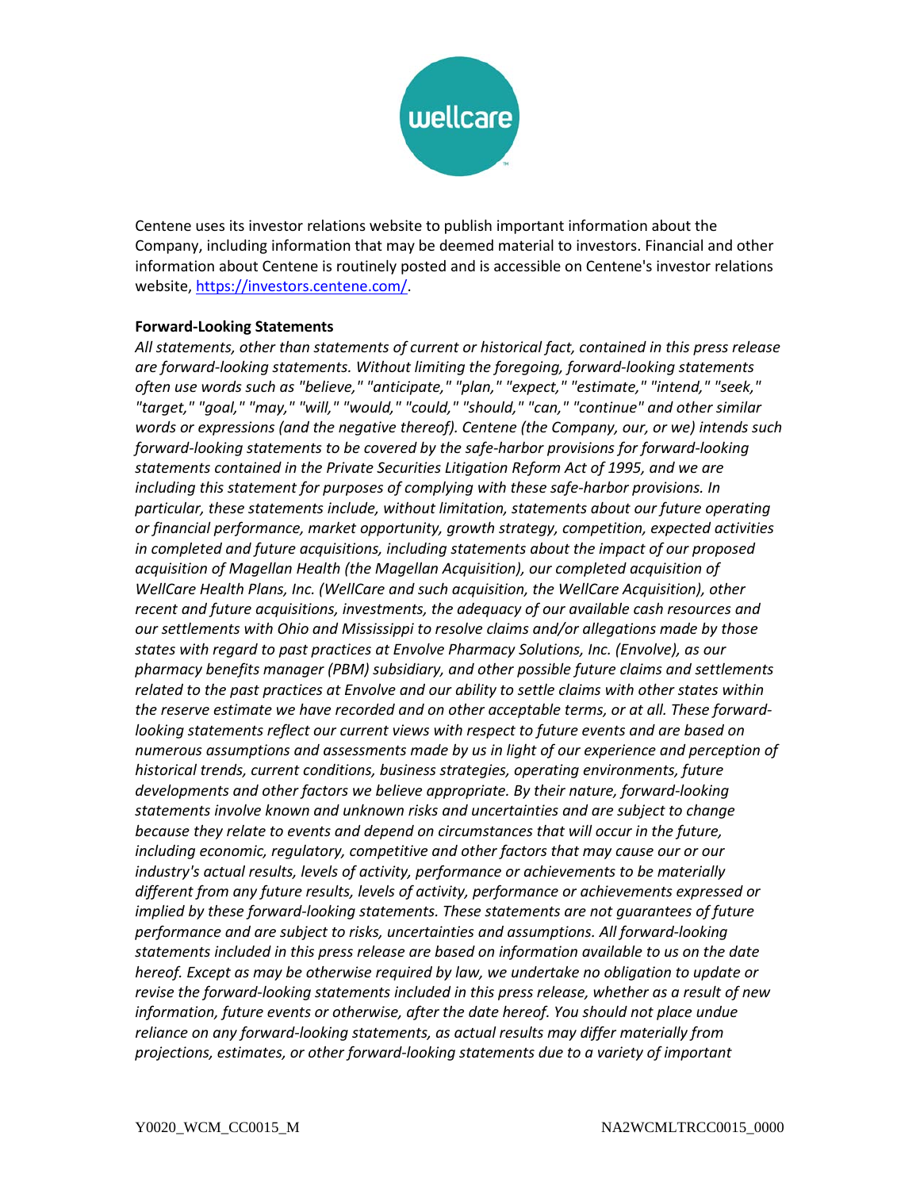Centene uses its investor relations website to publish important information about the Company, including information that may be deemed material to investors. Financial and other information about Centene is routinely posted and is accessible on Centene's investor relations website, https://investors.centene.com/.

**Forward-Looking Statements**

*All statements, other than statements of current or historical fact, contained in this press release are forward-looking statements. Without limiting the foregoing, forward-looking statements often use words such as "believe," "anticipate," "plan," "expect," "estimate," "intend," "seek," "target," "goal," "may," "will," "would," "could," "should," "can," "continue" and other similar words or expressions (and the negative thereof). Centene (the Company, our, or we) intends such forward-looking statements to be covered by the safe-harbor provisions for forward-looking statements contained in the Private Securities Litigation Reform Act of 1995, and we are including this statement for purposes of complying with these safe-harbor provisions. In particular, these statements include, without limitation, statements about our future operating or financial performance, market opportunity, growth strategy, competition, expected activities in completed and future acquisitions, including statements about the impact of our proposed acquisition of Magellan Health (the Magellan Acquisition), our completed acquisition of WellCare Health Plans, Inc. (WellCare and such acquisition, the WellCare Acquisition), other recent and future acquisitions, investments, the adequacy of our available cash resources and our settlements with Ohio and Mississippi to resolve claims and/or allegations made by those states with regard to past practices at Envolve Pharmacy Solutions, Inc. (Envolve), as our pharmacy benefits manager (PBM) subsidiary, and other possible future claims and settlements related to the past practices at Envolve and our ability to settle claims with other states within the reserve estimate we have recorded and on other acceptable terms, or at all. These forward-looking statements reflect our current views with respect to future events and are based on numerous assumptions and assessments made by us in light of our experience and perception of historical trends, current conditions, business strategies, operating environments, future developments and other factors we believe appropriate. By their nature, forward-looking statements involve known and unknown risks and uncertainties and are subject to change because they relate to events and depend on circumstances that will occur in the future, including economic, regulatory, competitive and other factors that may cause our or our industry's actual results, levels of activity, performance or achievements to be materially different from any future results, levels of activity, performance or achievements expressed or implied by these forward-looking statements. These statements are not guarantees of future performance and are subject to risks, uncertainties and assumptions. All forward-looking statements included in this press release are based on information available to us on the date hereof. Except as may be otherwise required by law, we undertake no obligation to update or revise the forward-looking statements included in this press release, whether as a result of new information, future events or otherwise, after the date hereof. You should not place undue reliance on any forward-looking statements, as actual results may differ materially from projections, estimates, or other forward-looking statements due to a variety of important*

Y0020_WCM_CC0015_M NA2WCMLTRCC0015_0000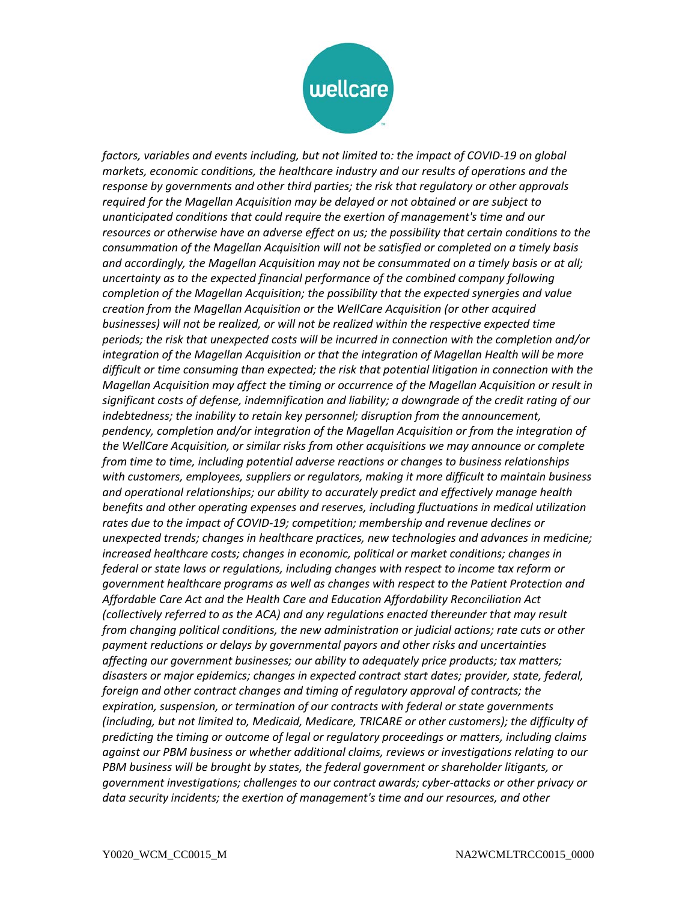*factors, variables and events including, but not limited to: the impact of COVID-19 on global markets, economic conditions, the healthcare industry and our results of operations and the response by governments and other third parties; the risk that regulatory or other approvals required for the Magellan Acquisition may be delayed or not obtained or are subject to unanticipated conditions that could require the exertion of management's time and our resources or otherwise have an adverse effect on us; the possibility that certain conditions to the consummation of the Magellan Acquisition will not be satisfied or completed on a timely basis and accordingly, the Magellan Acquisition may not be consummated on a timely basis or at all; uncertainty as to the expected financial performance of the combined company following completion of the Magellan Acquisition; the possibility that the expected synergies and value creation from the Magellan Acquisition or the WellCare Acquisition (or other acquired businesses) will not be realized, or will not be realized within the respective expected time periods; the risk that unexpected costs will be incurred in connection with the completion and/or integration of the Magellan Acquisition or that the integration of Magellan Health will be more difficult or time consuming than expected; the risk that potential litigation in connection with the Magellan Acquisition may affect the timing or occurrence of the Magellan Acquisition or result in significant costs of defense, indemnification and liability; a downgrade of the credit rating of our indebtedness; the inability to retain key personnel; disruption from the announcement, pendency, completion and/or integration of the Magellan Acquisition or from the integration of the WellCare Acquisition, or similar risks from other acquisitions we may announce or complete from time to time, including potential adverse reactions or changes to business relationships with customers, employees, suppliers or regulators, making it more difficult to maintain business and operational relationships; our ability to accurately predict and effectively manage health benefits and other operating expenses and reserves, including fluctuations in medical utilization rates due to the impact of COVID-19; competition; membership and revenue declines or unexpected trends; changes in healthcare practices, new technologies and advances in medicine; increased healthcare costs; changes in economic, political or market conditions; changes in federal or state laws or regulations, including changes with respect to income tax reform or government healthcare programs as well as changes with respect to the Patient Protection and Affordable Care Act and the Health Care and Education Affordability Reconciliation Act (collectively referred to as the ACA) and any regulations enacted thereunder that may result from changing political conditions, the new administration or judicial actions; rate cuts or other payment reductions or delays by governmental payors and other risks and uncertainties affecting our government businesses; our ability to adequately price products; tax matters; disasters or major epidemics; changes in expected contract start dates; provider, state, federal, foreign and other contract changes and timing of regulatory approval of contracts; the expiration, suspension, or termination of our contracts with federal or state governments (including, but not limited to, Medicaid, Medicare, TRICARE or other customers); the difficulty of predicting the timing or outcome of legal or regulatory proceedings or matters, including claims against our PBM business or whether additional claims, reviews or investigations relating to our PBM business will be brought by states, the federal government or shareholder litigants, or government investigations; challenges to our contract awards; cyber-attacks or other privacy or data security incidents; the exertion of management's time and our resources, and other*

Y0020_WCM_CC0015_M NA2WCMLTRCC0015_0000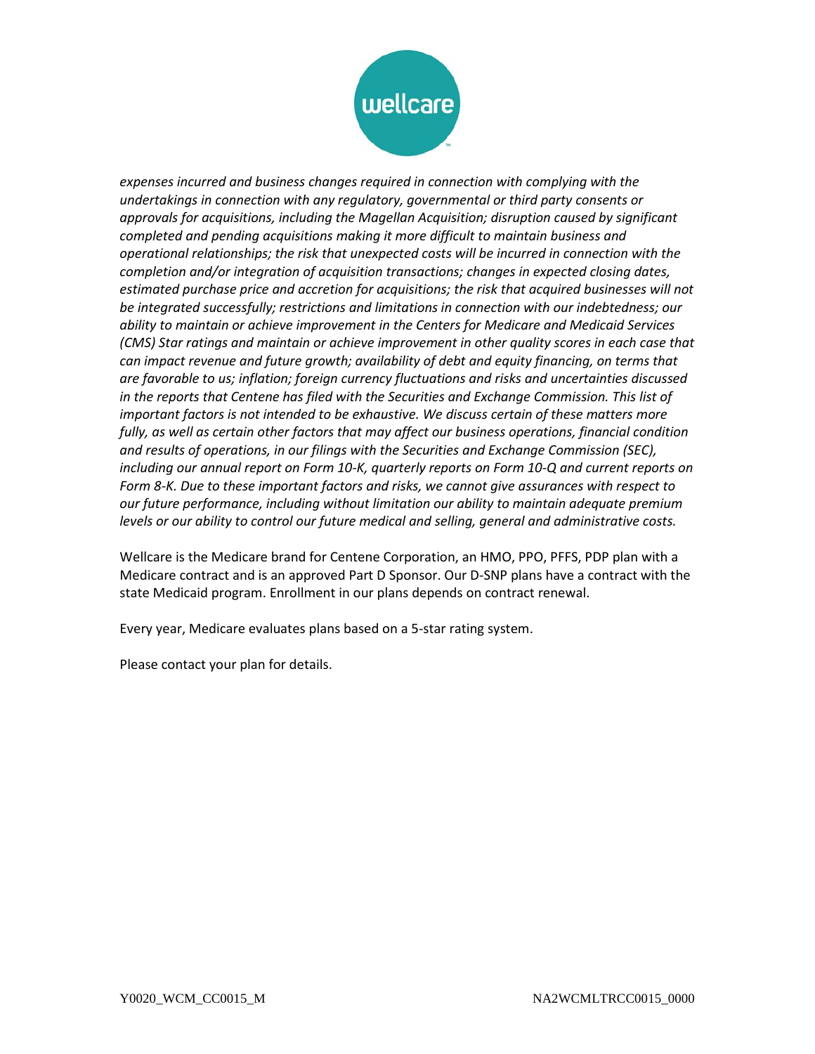*expenses incurred and business changes required in connection with complying with the undertakings in connection with any regulatory, governmental or third party consents or approvals for acquisitions, including the Magellan Acquisition; disruption caused by significant completed and pending acquisitions making it more difficult to maintain business and operational relationships; the risk that unexpected costs will be incurred in connection with the completion and/or integration of acquisition transactions; changes in expected closing dates, estimated purchase price and accretion for acquisitions; the risk that acquired businesses will not be integrated successfully; restrictions and limitations in connection with our indebtedness; our ability to maintain or achieve improvement in the Centers for Medicare and Medicaid Services (CMS) Star ratings and maintain or achieve improvement in other quality scores in each case that can impact revenue and future growth; availability of debt and equity financing, on terms that are favorable to us; inflation; foreign currency fluctuations and risks and uncertainties discussed in the reports that Centene has filed with the Securities and Exchange Commission. This list of important factors is not intended to be exhaustive. We discuss certain of these matters more fully, as well as certain other factors that may affect our business operations, financial condition and results of operations, in our filings with the Securities and Exchange Commission (SEC), including our annual report on Form 10-K, quarterly reports on Form 10-Q and current reports on Form 8-K. Due to these important factors and risks, we cannot give assurances with respect to our future performance, including without limitation our ability to maintain adequate premium levels or our ability to control our future medical and selling, general and administrative costs.*

Wellcare is the Medicare brand for Centene Corporation, an HMO, PPO, PFFS, PDP plan with a Medicare contract and is an approved Part D Sponsor. Our D-SNP plans have a contract with the state Medicaid program. Enrollment in our plans depends on contract renewal.

Every year, Medicare evaluates plans based on a 5-star rating system.

Please contact your plan for details.

Y0020_WCM_CC0015_M NA2WCMLTRCC0015_0000